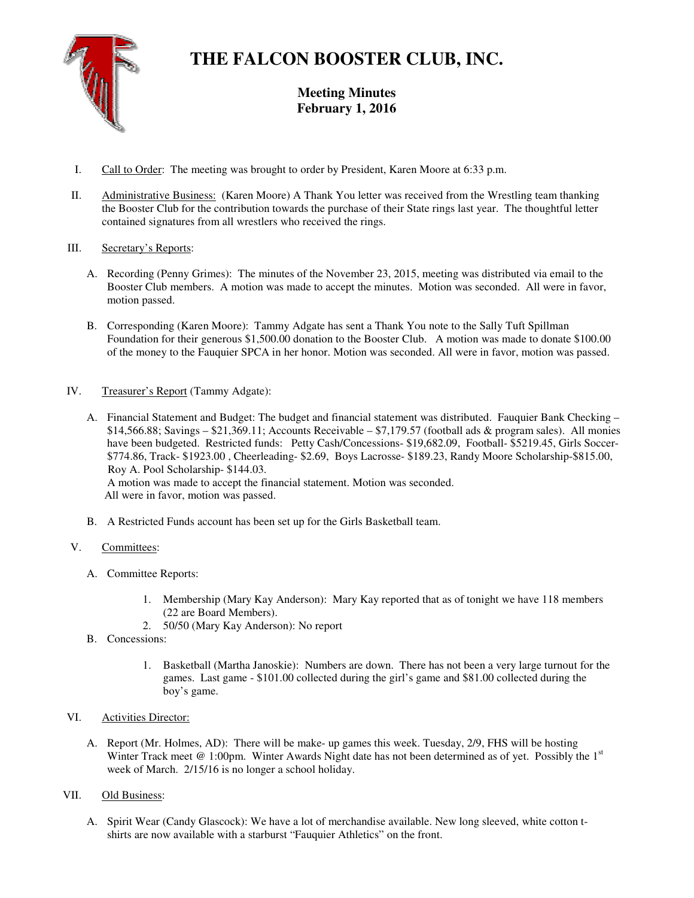# THE FALCON BOOSTER CLUB, INC.

**Meeting Minutes**
**February 1, 2016**

I. Call to Order: The meeting was brought to order by President, Karen Moore at 6:33 p.m.

II. Administrative Business: (Karen Moore) A Thank You letter was received from the Wrestling team thanking the Booster Club for the contribution towards the purchase of their State rings last year. The thoughtful letter contained signatures from all wrestlers who received the rings.

III. Secretary's Reports:

A. Recording (Penny Grimes): The minutes of the November 23, 2015, meeting was distributed via email to the Booster Club members. A motion was made to accept the minutes. Motion was seconded. All were in favor, motion passed.

B. Corresponding (Karen Moore): Tammy Adgate has sent a Thank You note to the Sally Tuft Spillman Foundation for their generous $1,500.00 donation to the Booster Club. A motion was made to donate $100.00 of the money to the Fauquier SPCA in her honor. Motion was seconded. All were in favor, motion was passed.

IV. Treasurer's Report (Tammy Adgate):

A. Financial Statement and Budget: The budget and financial statement was distributed. Fauquier Bank Checking – $14,566.88; Savings – $21,369.11; Accounts Receivable – $7,179.57 (football ads & program sales). All monies have been budgeted. Restricted funds: Petty Cash/Concessions- $19,682.09, Football- $5219.45, Girls Soccer- $774.86, Track- $1923.00 , Cheerleading- $2.69, Boys Lacrosse- $189.23, Randy Moore Scholarship-$815.00, Roy A. Pool Scholarship- $144.03.
A motion was made to accept the financial statement. Motion was seconded.
All were in favor, motion was passed.

B. A Restricted Funds account has been set up for the Girls Basketball team.

V. Committees:

A. Committee Reports:

1. Membership (Mary Kay Anderson): Mary Kay reported that as of tonight we have 118 members (22 are Board Members).
2. 50/50 (Mary Kay Anderson): No report

B. Concessions:

1. Basketball (Martha Janoskie): Numbers are down. There has not been a very large turnout for the games. Last game - $101.00 collected during the girl's game and $81.00 collected during the boy's game.

VI. Activities Director:

A. Report (Mr. Holmes, AD): There will be make- up games this week. Tuesday, 2/9, FHS will be hosting Winter Track meet @ 1:00pm. Winter Awards Night date has not been determined as of yet. Possibly the 1st week of March. 2/15/16 is no longer a school holiday.

VII. Old Business:

A. Spirit Wear (Candy Glascock): We have a lot of merchandise available. New long sleeved, white cotton t-shirts are now available with a starburst "Fauquier Athletics" on the front.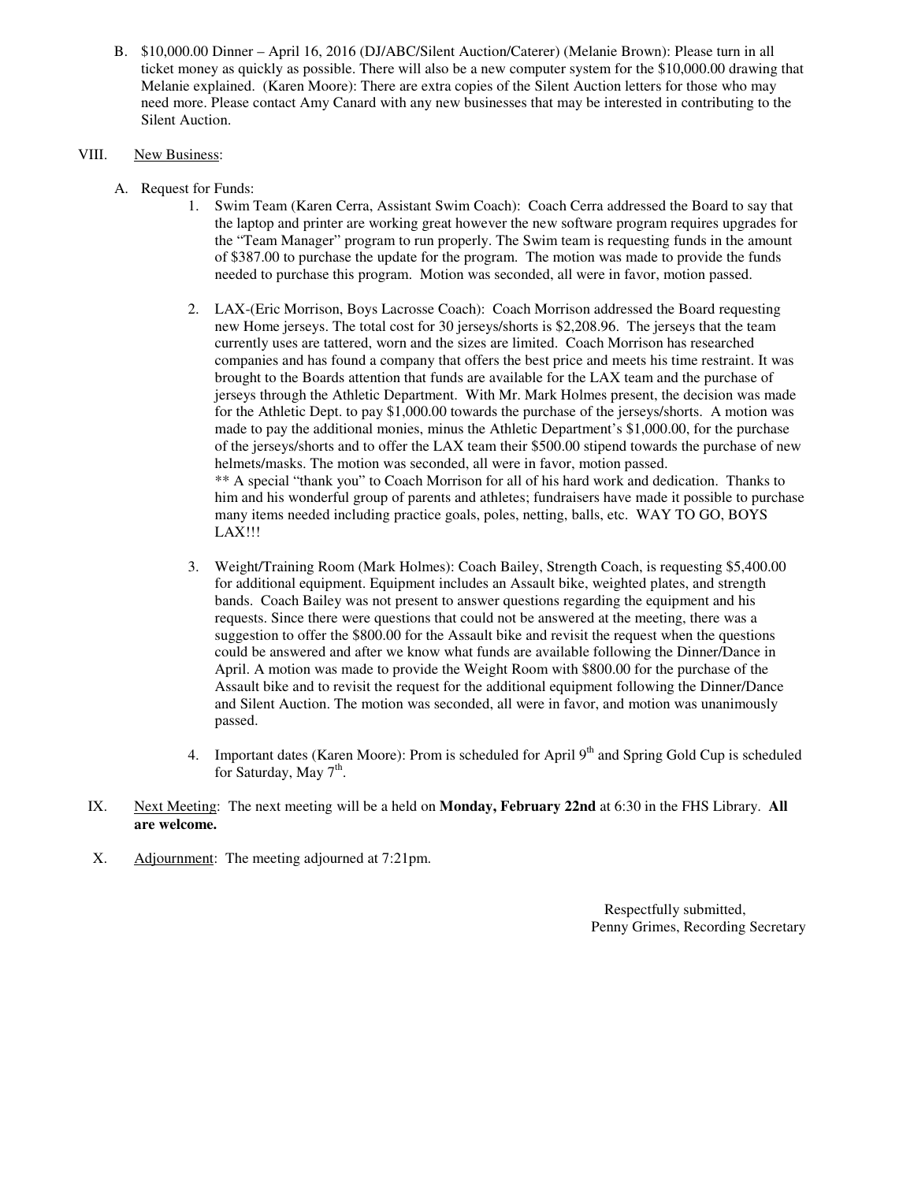B. $10,000.00 Dinner – April 16, 2016 (DJ/ABC/Silent Auction/Caterer) (Melanie Brown): Please turn in all ticket money as quickly as possible. There will also be a new computer system for the $10,000.00 drawing that Melanie explained. (Karen Moore): There are extra copies of the Silent Auction letters for those who may need more. Please contact Amy Canard with any new businesses that may be interested in contributing to the Silent Auction.

VIII. <u>New Business</u>:

A. Request for Funds:

1. Swim Team (Karen Cerra, Assistant Swim Coach): Coach Cerra addressed the Board to say that the laptop and printer are working great however the new software program requires upgrades for the "Team Manager" program to run properly. The Swim team is requesting funds in the amount of $387.00 to purchase the update for the program. The motion was made to provide the funds needed to purchase this program. Motion was seconded, all were in favor, motion passed.

2. LAX-(Eric Morrison, Boys Lacrosse Coach): Coach Morrison addressed the Board requesting new Home jerseys. The total cost for 30 jerseys/shorts is $2,208.96. The jerseys that the team currently uses are tattered, worn and the sizes are limited. Coach Morrison has researched companies and has found a company that offers the best price and meets his time restraint. It was brought to the Boards attention that funds are available for the LAX team and the purchase of jerseys through the Athletic Department. With Mr. Mark Holmes present, the decision was made for the Athletic Dept. to pay $1,000.00 towards the purchase of the jerseys/shorts. A motion was made to pay the additional monies, minus the Athletic Department's $1,000.00, for the purchase of the jerseys/shorts and to offer the LAX team their $500.00 stipend towards the purchase of new helmets/masks. The motion was seconded, all were in favor, motion passed.
** A special "thank you" to Coach Morrison for all of his hard work and dedication. Thanks to him and his wonderful group of parents and athletes; fundraisers have made it possible to purchase many items needed including practice goals, poles, netting, balls, etc. WAY TO GO, BOYS LAX!!!

3. Weight/Training Room (Mark Holmes): Coach Bailey, Strength Coach, is requesting $5,400.00 for additional equipment. Equipment includes an Assault bike, weighted plates, and strength bands. Coach Bailey was not present to answer questions regarding the equipment and his requests. Since there were questions that could not be answered at the meeting, there was a suggestion to offer the $800.00 for the Assault bike and revisit the request when the questions could be answered and after we know what funds are available following the Dinner/Dance in April. A motion was made to provide the Weight Room with $800.00 for the purchase of the Assault bike and to revisit the request for the additional equipment following the Dinner/Dance and Silent Auction. The motion was seconded, all were in favor, and motion was unanimously passed.

4. Important dates (Karen Moore): Prom is scheduled for April 9th and Spring Gold Cup is scheduled for Saturday, May 7th.

IX. <u>Next Meeting</u>: The next meeting will be a held on **Monday, February 22nd** at 6:30 in the FHS Library. **All are welcome.**

X. <u>Adjournment</u>: The meeting adjourned at 7:21pm.

Respectfully submitted,
Penny Grimes, Recording Secretary